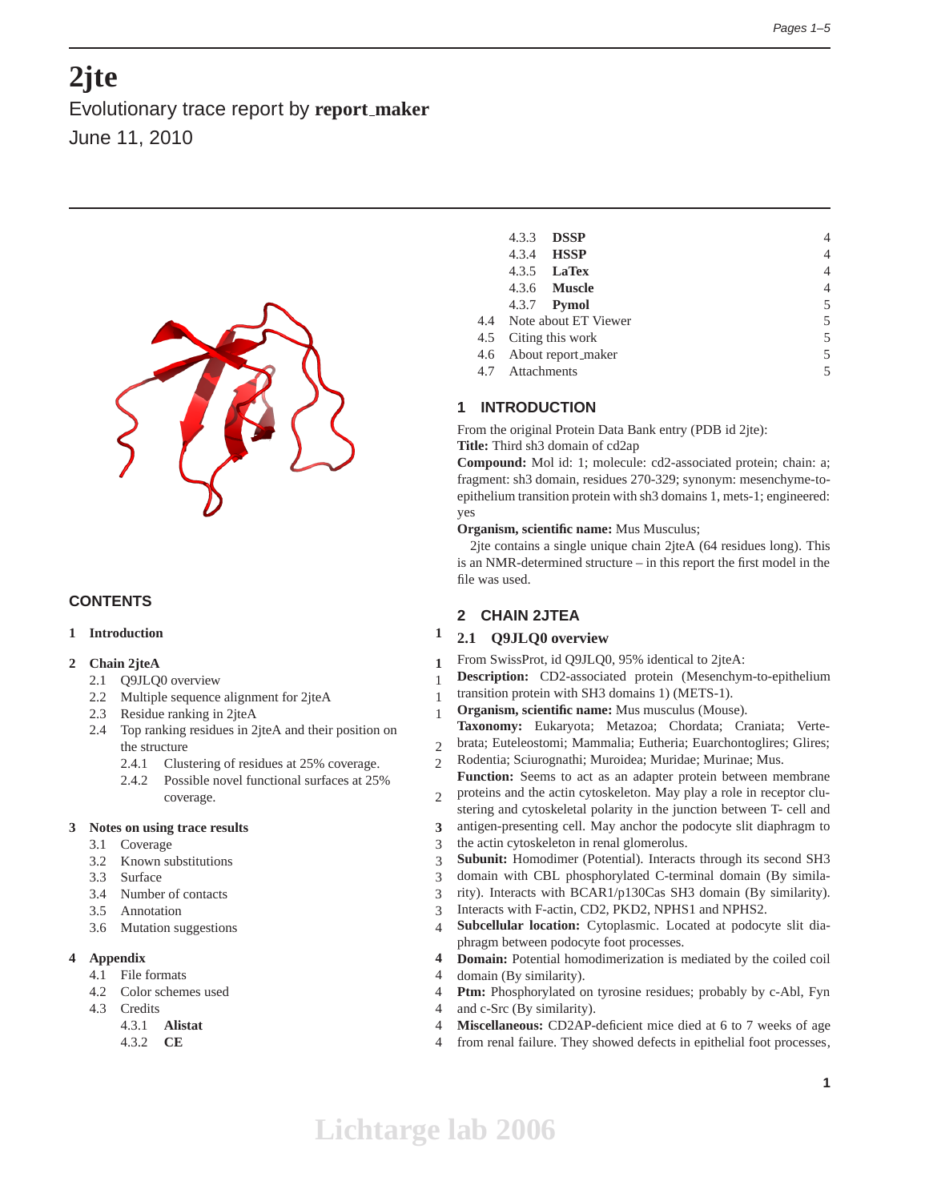# 2jte

Evolutionary trace report by **report_maker**

June 11, 2010

## CONTENTS

1 **Introduction** 1

2 **Chain 2jteA** 1
- 2.1 Q9JLQ0 overview 1
- 2.2 Multiple sequence alignment for 2jteA 1
- 2.3 Residue ranking in 2jteA 1
- 2.4 Top ranking residues in 2jteA and their position on the structure 2
  - 2.4.1 Clustering of residues at 25% coverage. 2
  - 2.4.2 Possible novel functional surfaces at 25% coverage. 2

3 **Notes on using trace results** 3
- 3.1 Coverage 3
- 3.2 Known substitutions 3
- 3.3 Surface 3
- 3.4 Number of contacts 3
- 3.5 Annotation 3
- 3.6 Mutation suggestions 4

4 **Appendix** 4
- 4.1 File formats 4
- 4.2 Color schemes used 4
- 4.3 Credits 4
  - 4.3.1 **Alistat** 4
  - 4.3.2 **CE** 4
  - 4.3.3 **DSSP** 4
  - 4.3.4 **HSSP** 4
  - 4.3.5 **LaTex** 4
  - 4.3.6 **Muscle** 4
  - 4.3.7 **Pymol** 5
- 4.4 Note about ET Viewer 5
- 4.5 Citing this work 5
- 4.6 About report_maker 5
- 4.7 Attachments 5

## 1 INTRODUCTION

From the original Protein Data Bank entry (PDB id 2jte):
**Title:** Third sh3 domain of cd2ap
**Compound:** Mol id: 1; molecule: cd2-associated protein; chain: a; fragment: sh3 domain, residues 270-329; synonym: mesenchyme-to-epithelium transition protein with sh3 domains 1, mets-1; engineered: yes
**Organism, scientific name:** Mus Musculus;

2jte contains a single unique chain 2jteA (64 residues long). This is an NMR-determined structure – in this report the first model in the file was used.

## 2 CHAIN 2JTEA

### 2.1 Q9JLQ0 overview

From SwissProt, id Q9JLQ0, 95% identical to 2jteA:
**Description:** CD2-associated protein (Mesenchym-to-epithelium transition protein with SH3 domains 1) (METS-1).
**Organism, scientific name:** Mus musculus (Mouse).
**Taxonomy:** Eukaryota; Metazoa; Chordata; Craniata; Vertebrata; Euteleostomi; Mammalia; Eutheria; Euarchontoglires; Glires; Rodentia; Sciurognathi; Muroidea; Muridae; Murinae; Mus.
**Function:** Seems to act as an adapter protein between membrane proteins and the actin cytoskeleton. May play a role in receptor clustering and cytoskeletal polarity in the junction between T- cell and antigen-presenting cell. May anchor the podocyte slit diaphragm to the actin cytoskeleton in renal glomerolus.
**Subunit:** Homodimer (Potential). Interacts through its second SH3 domain with CBL phosphorylated C-terminal domain (By similarity). Interacts with BCAR1/p130Cas SH3 domain (By similarity). Interacts with F-actin, CD2, PKD2, NPHS1 and NPHS2.
**Subcellular location:** Cytoplasmic. Located at podocyte slit diaphragm between podocyte foot processes.
**Domain:** Potential homodimerization is mediated by the coiled coil domain (By similarity).
**Ptm:** Phosphorylated on tyrosine residues; probably by c-Abl, Fyn and c-Src (By similarity).
**Miscellaneous:** CD2AP-deficient mice died at 6 to 7 weeks of age from renal failure. They showed defects in epithelial foot processes,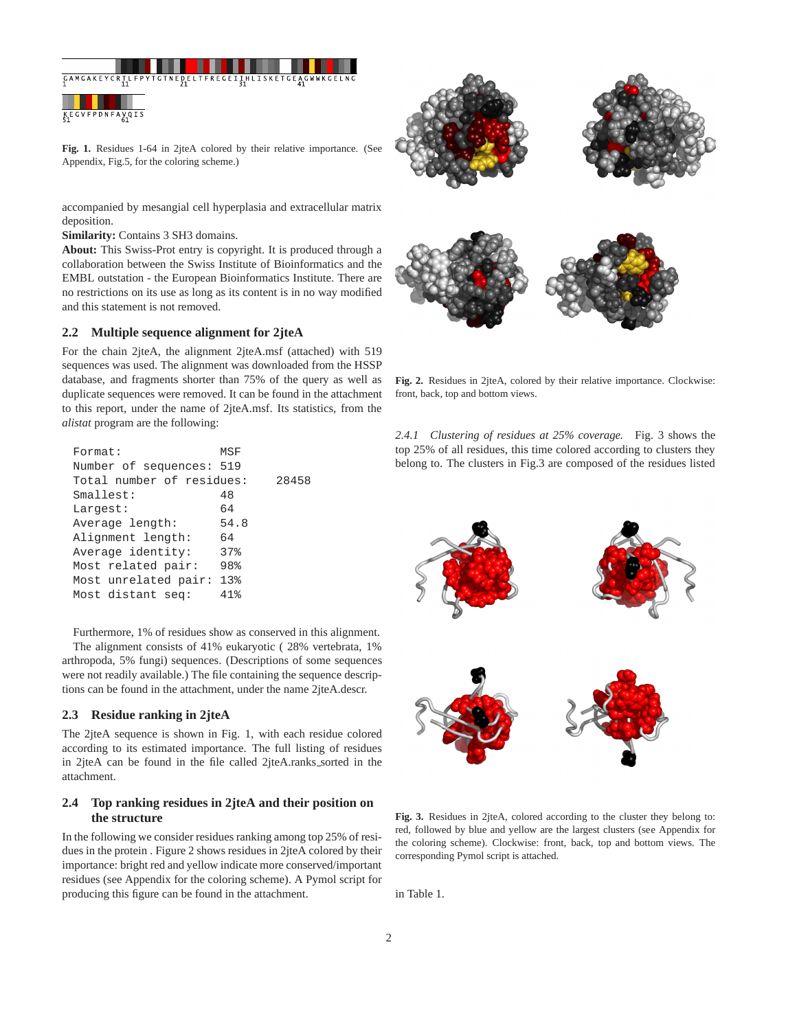GAMGAKEYCRTLFPYTGTNEDELTFREGEIIHLISKETGEAGWWKGELNG
KEGVFPDNFAVQIS

**Fig. 1.** Residues 1-64 in 2jteA colored by their relative importance. (See Appendix, Fig.5, for the coloring scheme.)

accompanied by mesangial cell hyperplasia and extracellular matrix deposition.

**Similarity:** Contains 3 SH3 domains.

**About:** This Swiss-Prot entry is copyright. It is produced through a collaboration between the Swiss Institute of Bioinformatics and the EMBL outstation - the European Bioinformatics Institute. There are no restrictions on its use as long as its content is in no way modified and this statement is not removed.

### 2.2 Multiple sequence alignment for 2jteA

For the chain 2jteA, the alignment 2jteA.msf (attached) with 519 sequences was used. The alignment was downloaded from the HSSP database, and fragments shorter than 75% of the query as well as duplicate sequences were removed. It can be found in the attachment to this report, under the name of 2jteA.msf. Its statistics, from the *alistat* program are the following:

```
Format:              MSF
Number of sequences: 519
Total number of residues:    28458
Smallest:            48
Largest:             64
Average length:      54.8
Alignment length:    64
Average identity:    37%
Most related pair:   98%
Most unrelated pair: 13%
Most distant seq:    41%
```

Furthermore, 1% of residues show as conserved in this alignment.

The alignment consists of 41% eukaryotic ( 28% vertebrata, 1% arthropoda, 5% fungi) sequences. (Descriptions of some sequences were not readily available.) The file containing the sequence descriptions can be found in the attachment, under the name 2jteA.descr.

### 2.3 Residue ranking in 2jteA

The 2jteA sequence is shown in Fig. 1, with each residue colored according to its estimated importance. The full listing of residues in 2jteA can be found in the file called 2jteA.ranks_sorted in the attachment.

### 2.4 Top ranking residues in 2jteA and their position on the structure

In the following we consider residues ranking among top 25% of residues in the protein . Figure 2 shows residues in 2jteA colored by their importance: bright red and yellow indicate more conserved/important residues (see Appendix for the coloring scheme). A Pymol script for producing this figure can be found in the attachment.

**Fig. 2.** Residues in 2jteA, colored by their relative importance. Clockwise: front, back, top and bottom views.

#### 2.4.1 *Clustering of residues at 25% coverage.*

Fig. 3 shows the top 25% of all residues, this time colored according to clusters they belong to. The clusters in Fig.3 are composed of the residues listed in Table 1.

**Fig. 3.** Residues in 2jteA, colored according to the cluster they belong to: red, followed by blue and yellow are the largest clusters (see Appendix for the coloring scheme). Clockwise: front, back, top and bottom views. The corresponding Pymol script is attached.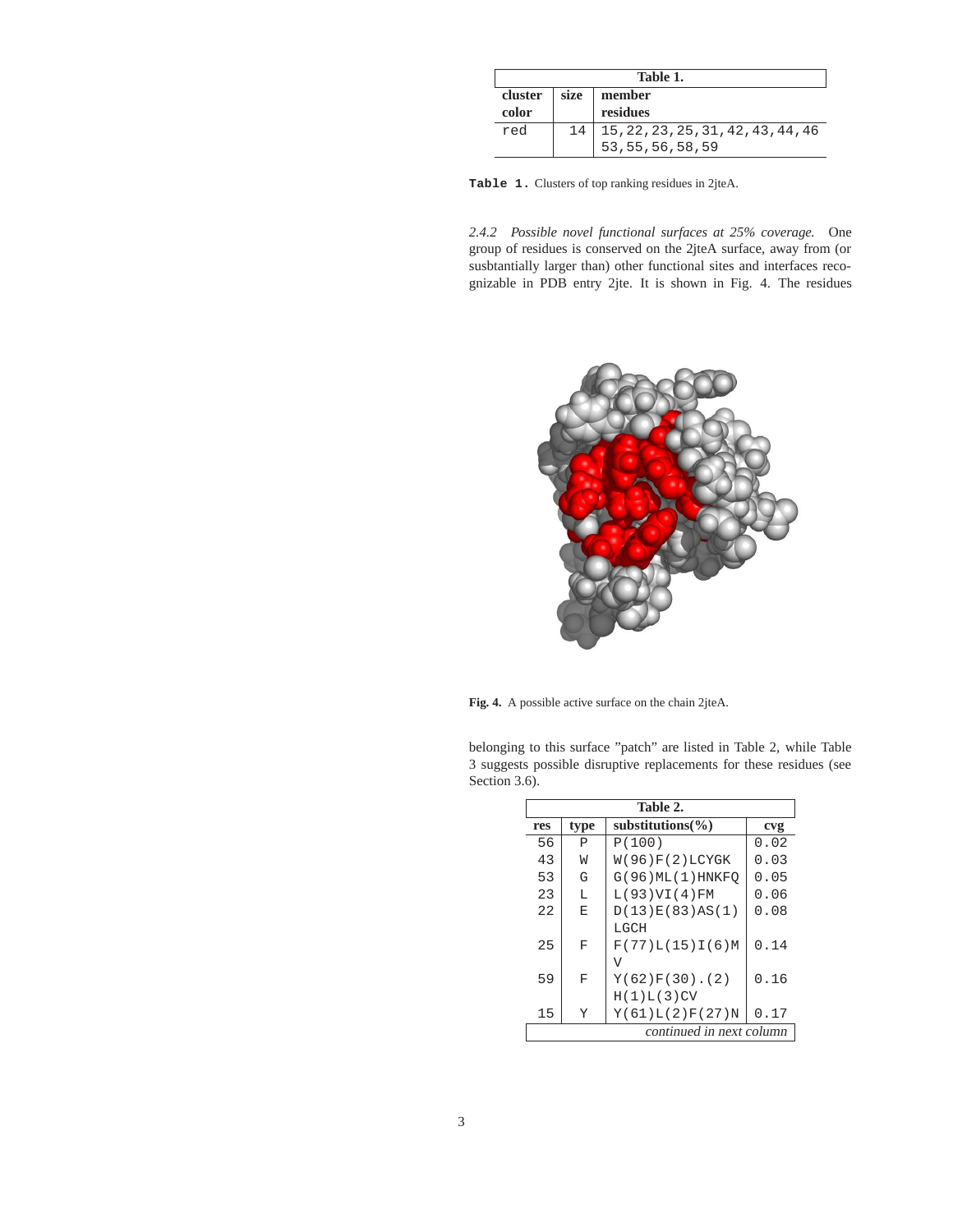| Table 1. | | |
|---|---|---|
| cluster color | size | member residues |
| red | 14 | 15,22,23,25,31,42,43,44,46 53,55,56,58,59 |

**Table 1.** Clusters of top ranking residues in 2jteA.

*2.4.2 Possible novel functional surfaces at 25% coverage.* One group of residues is conserved on the 2jteA surface, away from (or susbtantially larger than) other functional sites and interfaces recognizable in PDB entry 2jte. It is shown in Fig. 4. The residues

**Fig. 4.** A possible active surface on the chain 2jteA.

belonging to this surface "patch" are listed in Table 2, while Table 3 suggests possible disruptive replacements for these residues (see Section 3.6).

| res | type | substitutions(%) | cvg |
|---|---|---|---|
| 56 | P | P(100) | 0.02 |
| 43 | W | W(96)F(2)LCYGK | 0.03 |
| 53 | G | G(96)ML(1)HNKFQ | 0.05 |
| 23 | L | L(93)VI(4)FM | 0.06 |
| 22 | E | D(13)E(83)AS(1) LGCH | 0.08 |
| 25 | F | F(77)L(15)I(6)M V | 0.14 |
| 59 | F | Y(62)F(30).(2) H(1)L(3)CV | 0.16 |
| 15 | Y | Y(61)L(2)F(27)N | 0.17 |

*continued in next column*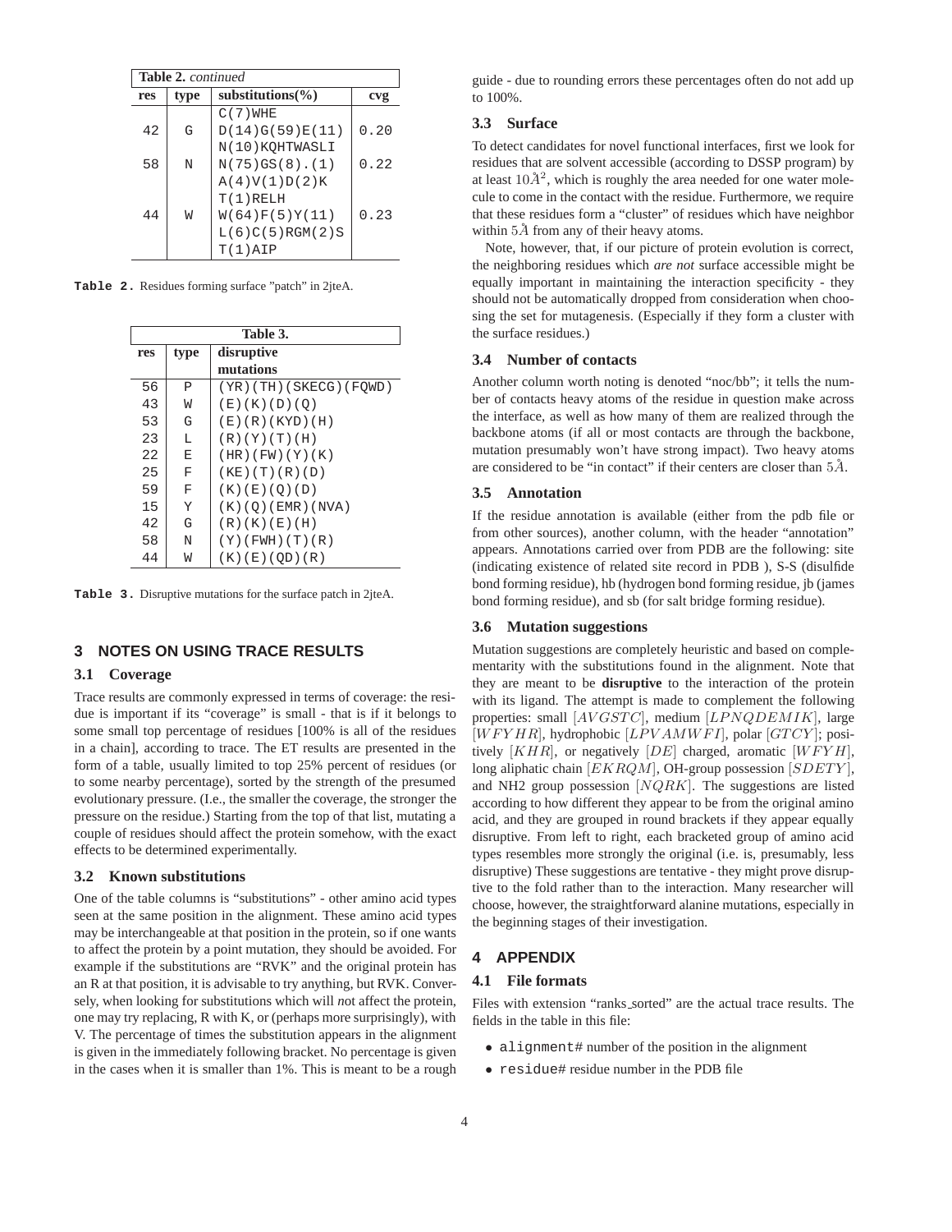**Table 2.** *continued*

| res | type | substitutions(%) | cvg |
|---|---|---|---|
| | | C(7)WHE | |
| 42 | G | D(14)G(59)E(11) N(10)KQHTWASLI | 0.20 |
| 58 | N | N(75)GS(8).(1) A(4)V(1)D(2)K T(1)RELH | 0.22 |
| 44 | W | W(64)F(5)Y(11) L(6)C(5)RGM(2)S T(1)AIP | 0.23 |

**Table 2.** Residues forming surface "patch" in 2jteA.

**Table 3.**

| res | type | disruptive mutations |
|---|---|---|
| 56 | P | (YR)(TH)(SKECG)(FQWD) |
| 43 | W | (E)(K)(D)(Q) |
| 53 | G | (E)(R)(KYD)(H) |
| 23 | L | (R)(Y)(T)(H) |
| 22 | E | (HR)(FW)(Y)(K) |
| 25 | F | (KE)(T)(R)(D) |
| 59 | F | (K)(E)(Q)(D) |
| 15 | Y | (K)(Q)(EMR)(NVA) |
| 42 | G | (R)(K)(E)(H) |
| 58 | N | (Y)(FWH)(T)(R) |
| 44 | W | (K)(E)(QD)(R) |

**Table 3.** Disruptive mutations for the surface patch in 2jteA.

## 3 NOTES ON USING TRACE RESULTS

### 3.1 Coverage

Trace results are commonly expressed in terms of coverage: the residue is important if its "coverage" is small - that is if it belongs to some small top percentage of residues [100% is all of the residues in a chain], according to trace. The ET results are presented in the form of a table, usually limited to top 25% percent of residues (or to some nearby percentage), sorted by the strength of the presumed evolutionary pressure. (I.e., the smaller the coverage, the stronger the pressure on the residue.) Starting from the top of that list, mutating a couple of residues should affect the protein somehow, with the exact effects to be determined experimentally.

### 3.2 Known substitutions

One of the table columns is "substitutions" - other amino acid types seen at the same position in the alignment. These amino acid types may be interchangeable at that position in the protein, so if one wants to affect the protein by a point mutation, they should be avoided. For example if the substitutions are "RVK" and the original protein has an R at that position, it is advisable to try anything, but RVK. Conversely, when looking for substitutions which will *n*ot affect the protein, one may try replacing, R with K, or (perhaps more surprisingly), with V. The percentage of times the substitution appears in the alignment is given in the immediately following bracket. No percentage is given in the cases when it is smaller than 1%. This is meant to be a rough guide - due to rounding errors these percentages often do not add up to 100%.

### 3.3 Surface

To detect candidates for novel functional interfaces, first we look for residues that are solvent accessible (according to DSSP program) by at least $10\AA^2$, which is roughly the area needed for one water molecule to come in the contact with the residue. Furthermore, we require that these residues form a "cluster" of residues which have neighbor within $5\AA$ from any of their heavy atoms.

Note, however, that, if our picture of protein evolution is correct, the neighboring residues which *are not* surface accessible might be equally important in maintaining the interaction specificity - they should not be automatically dropped from consideration when choosing the set for mutagenesis. (Especially if they form a cluster with the surface residues.)

### 3.4 Number of contacts

Another column worth noting is denoted "noc/bb"; it tells the number of contacts heavy atoms of the residue in question make across the interface, as well as how many of them are realized through the backbone atoms (if all or most contacts are through the backbone, mutation presumably won't have strong impact). Two heavy atoms are considered to be "in contact" if their centers are closer than $5\AA$.

### 3.5 Annotation

If the residue annotation is available (either from the pdb file or from other sources), another column, with the header "annotation" appears. Annotations carried over from PDB are the following: site (indicating existence of related site record in PDB ), S-S (disulfide bond forming residue), hb (hydrogen bond forming residue, jb (james bond forming residue), and sb (for salt bridge forming residue).

### 3.6 Mutation suggestions

Mutation suggestions are completely heuristic and based on complementarity with the substitutions found in the alignment. Note that they are meant to be **disruptive** to the interaction of the protein with its ligand. The attempt is made to complement the following properties: small $[AVGSTC]$, medium $[LPNQDEMIK]$, large $[WFYHR]$, hydrophobic $[LPVAMWFI]$, polar $[GTCY]$; positively $[KHR]$, or negatively $[DE]$ charged, aromatic $[WFYH]$, long aliphatic chain $[EKRQM]$, OH-group possession $[SDETY]$, and NH2 group possession $[NQRK]$. The suggestions are listed according to how different they appear to be from the original amino acid, and they are grouped in round brackets if they appear equally disruptive. From left to right, each bracketed group of amino acid types resembles more strongly the original (i.e. is, presumably, less disruptive) These suggestions are tentative - they might prove disruptive to the fold rather than to the interaction. Many researcher will choose, however, the straightforward alanine mutations, especially in the beginning stages of their investigation.

## 4 APPENDIX

### 4.1 File formats

Files with extension "ranks_sorted" are the actual trace results. The fields in the table in this file:

- `alignment#` number of the position in the alignment
- `residue#` residue number in the PDB file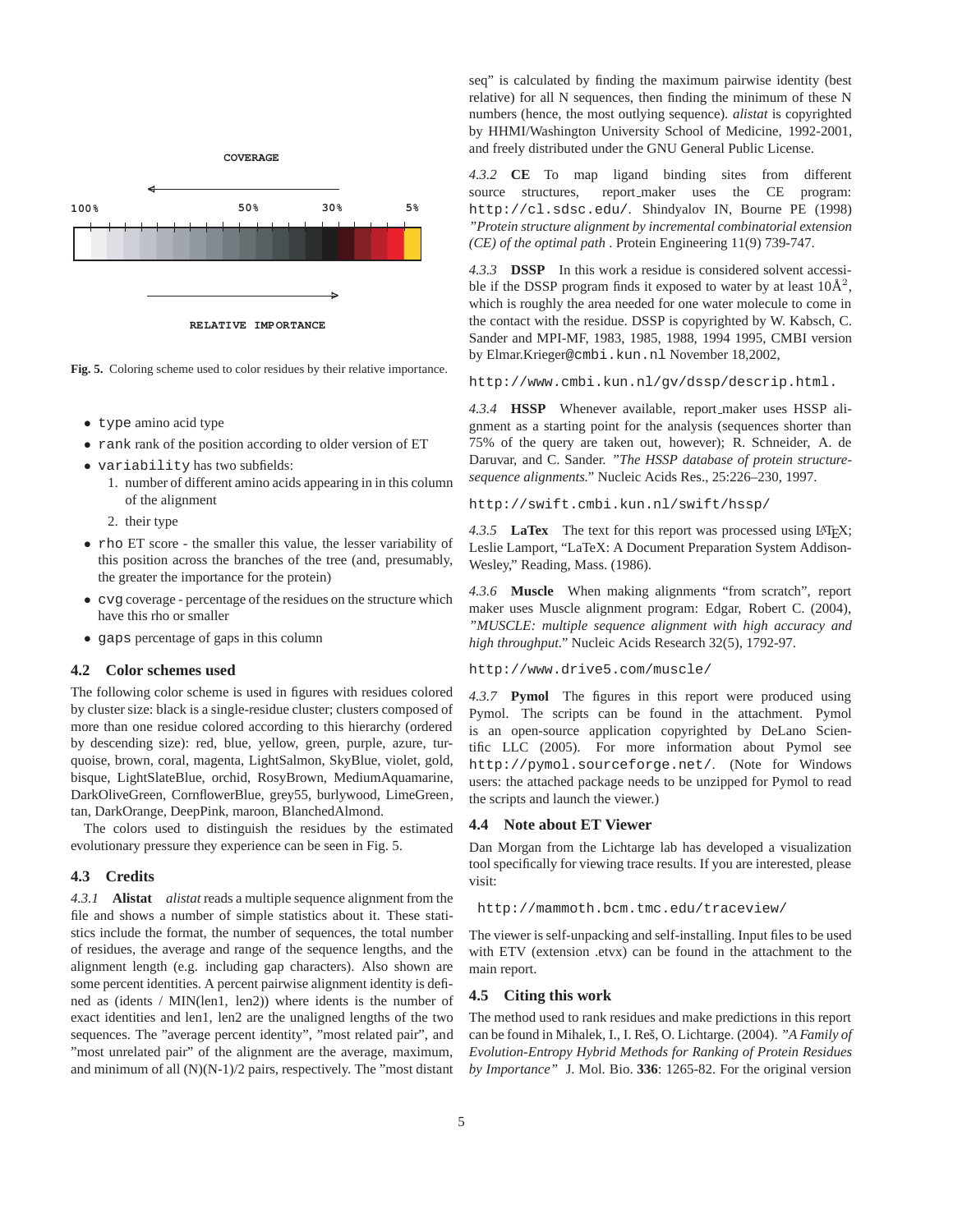COVERAGE

100% 50% 30% 5%

RELATIVE IMPORTANCE

**Fig. 5.** Coloring scheme used to color residues by their relative importance.

- `type` amino acid type
- `rank` rank of the position according to older version of ET
- `variability` has two subfields:
  1. number of different amino acids appearing in in this column of the alignment
  2. their type
- `rho` ET score - the smaller this value, the lesser variability of this position across the branches of the tree (and, presumably, the greater the importance for the protein)
- `cvg` coverage - percentage of the residues on the structure which have this rho or smaller
- `gaps` percentage of gaps in this column

### 4.2 Color schemes used

The following color scheme is used in figures with residues colored by cluster size: black is a single-residue cluster; clusters composed of more than one residue colored according to this hierarchy (ordered by descending size): red, blue, yellow, green, purple, azure, turquoise, brown, coral, magenta, LightSalmon, SkyBlue, violet, gold, bisque, LightSlateBlue, orchid, RosyBrown, MediumAquamarine, DarkOliveGreen, CornflowerBlue, grey55, burlywood, LimeGreen, tan, DarkOrange, DeepPink, maroon, BlanchedAlmond.

The colors used to distinguish the residues by the estimated evolutionary pressure they experience can be seen in Fig. 5.

### 4.3 Credits

*4.3.1* **Alistat** *alistat* reads a multiple sequence alignment from the file and shows a number of simple statistics about it. These statistics include the format, the number of sequences, the total number of residues, the average and range of the sequence lengths, and the alignment length (e.g. including gap characters). Also shown are some percent identities. A percent pairwise alignment identity is defined as (idents / MIN(len1, len2)) where idents is the number of exact identities and len1, len2 are the unaligned lengths of the two sequences. The "average percent identity", "most related pair", and "most unrelated pair" of the alignment are the average, maximum, and minimum of all (N)(N-1)/2 pairs, respectively. The "most distant seq" is calculated by finding the maximum pairwise identity (best relative) for all N sequences, then finding the minimum of these N numbers (hence, the most outlying sequence). *alistat* is copyrighted by HHMI/Washington University School of Medicine, 1992-2001, and freely distributed under the GNU General Public License.

*4.3.2* **CE** To map ligand binding sites from different source structures, report_maker uses the CE program: `http://cl.sdsc.edu/`. Shindyalov IN, Bourne PE (1998) *"Protein structure alignment by incremental combinatorial extension (CE) of the optimal path* . Protein Engineering 11(9) 739-747.

*4.3.3* **DSSP** In this work a residue is considered solvent accessible if the DSSP program finds it exposed to water by at least 10Å$^2$, which is roughly the area needed for one water molecule to come in the contact with the residue. DSSP is copyrighted by W. Kabsch, C. Sander and MPI-MF, 1983, 1985, 1988, 1994 1995, CMBI version by Elmar.Krieger@`cmbi.kun.nl` November 18,2002,

`http://www.cmbi.kun.nl/gv/dssp/descrip.html.`

*4.3.4* **HSSP** Whenever available, report_maker uses HSSP alignment as a starting point for the analysis (sequences shorter than 75% of the query are taken out, however); R. Schneider, A. de Daruvar, and C. Sander. *"The HSSP database of protein structure-sequence alignments."* Nucleic Acids Res., 25:226–230, 1997.

`http://swift.cmbi.kun.nl/swift/hssp/`

*4.3.5* **LaTex** The text for this report was processed using LaTeX; Leslie Lamport, "LaTeX: A Document Preparation System Addison-Wesley," Reading, Mass. (1986).

*4.3.6* **Muscle** When making alignments "from scratch", report maker uses Muscle alignment program: Edgar, Robert C. (2004), *"MUSCLE: multiple sequence alignment with high accuracy and high throughput."* Nucleic Acids Research 32(5), 1792-97.

`http://www.drive5.com/muscle/`

*4.3.7* **Pymol** The figures in this report were produced using Pymol. The scripts can be found in the attachment. Pymol is an open-source application copyrighted by DeLano Scientific LLC (2005). For more information about Pymol see `http://pymol.sourceforge.net/`. (Note for Windows users: the attached package needs to be unzipped for Pymol to read the scripts and launch the viewer.)

### 4.4 Note about ET Viewer

Dan Morgan from the Lichtarge lab has developed a visualization tool specifically for viewing trace results. If you are interested, please visit:

`http://mammoth.bcm.tmc.edu/traceview/`

The viewer is self-unpacking and self-installing. Input files to be used with ETV (extension .etvx) can be found in the attachment to the main report.

### 4.5 Citing this work

The method used to rank residues and make predictions in this report can be found in Mihalek, I., I. Reš, O. Lichtarge. (2004). *"A Family of Evolution-Entropy Hybrid Methods for Ranking of Protein Residues by Importance"* J. Mol. Bio. **336**: 1265-82. For the original version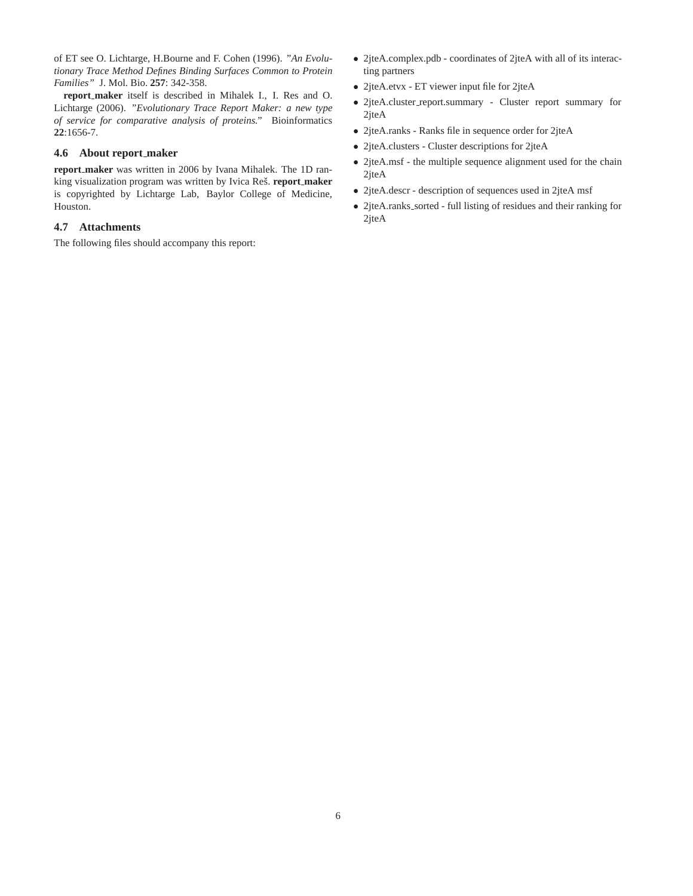of ET see O. Lichtarge, H.Bourne and F. Cohen (1996). *"An Evolutionary Trace Method Defines Binding Surfaces Common to Protein Families"* J. Mol. Bio. **257**: 342-358.

**report_maker** itself is described in Mihalek I., I. Res and O. Lichtarge (2006). *"Evolutionary Trace Report Maker: a new type of service for comparative analysis of proteins."* Bioinformatics **22**:1656-7.

### 4.6 About report_maker

**report_maker** was written in 2006 by Ivana Mihalek. The 1D ranking visualization program was written by Ivica Reš. **report_maker** is copyrighted by Lichtarge Lab, Baylor College of Medicine, Houston.

### 4.7 Attachments

The following files should accompany this report:

- 2jteA.complex.pdb - coordinates of 2jteA with all of its interacting partners
- 2jteA.etvx - ET viewer input file for 2jteA
- 2jteA.cluster_report.summary - Cluster report summary for 2jteA
- 2jteA.ranks - Ranks file in sequence order for 2jteA
- 2jteA.clusters - Cluster descriptions for 2jteA
- 2jteA.msf - the multiple sequence alignment used for the chain 2jteA
- 2jteA.descr - description of sequences used in 2jteA msf
- 2jteA.ranks_sorted - full listing of residues and their ranking for 2jteA